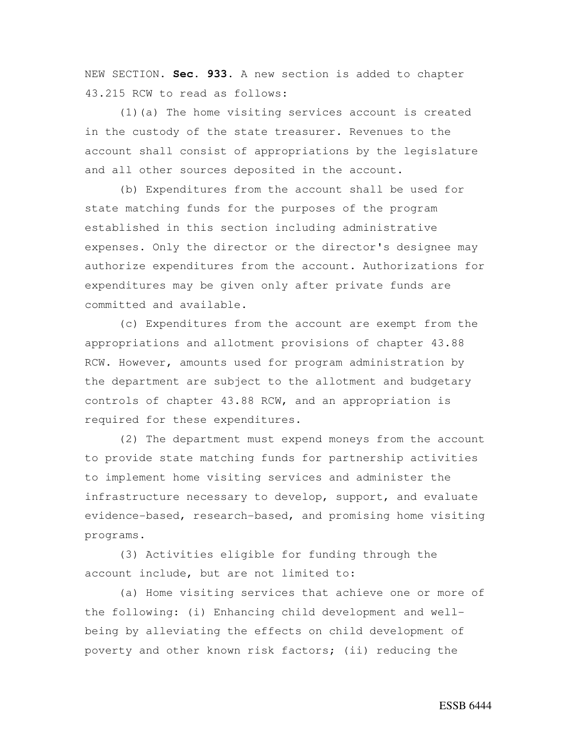NEW SECTION. **Sec. 933.** A new section is added to chapter 43.215 RCW to read as follows:

(1)(a) The home visiting services account is created in the custody of the state treasurer. Revenues to the account shall consist of appropriations by the legislature and all other sources deposited in the account.

(b) Expenditures from the account shall be used for state matching funds for the purposes of the program established in this section including administrative expenses. Only the director or the director's designee may authorize expenditures from the account. Authorizations for expenditures may be given only after private funds are committed and available.

(c) Expenditures from the account are exempt from the appropriations and allotment provisions of chapter 43.88 RCW. However, amounts used for program administration by the department are subject to the allotment and budgetary controls of chapter 43.88 RCW, and an appropriation is required for these expenditures.

(2) The department must expend moneys from the account to provide state matching funds for partnership activities to implement home visiting services and administer the infrastructure necessary to develop, support, and evaluate evidence-based, research-based, and promising home visiting programs.

(3) Activities eligible for funding through the account include, but are not limited to:

(a) Home visiting services that achieve one or more of the following: (i) Enhancing child development and well-being by alleviating the effects on child development of poverty and other known risk factors; (ii) reducing the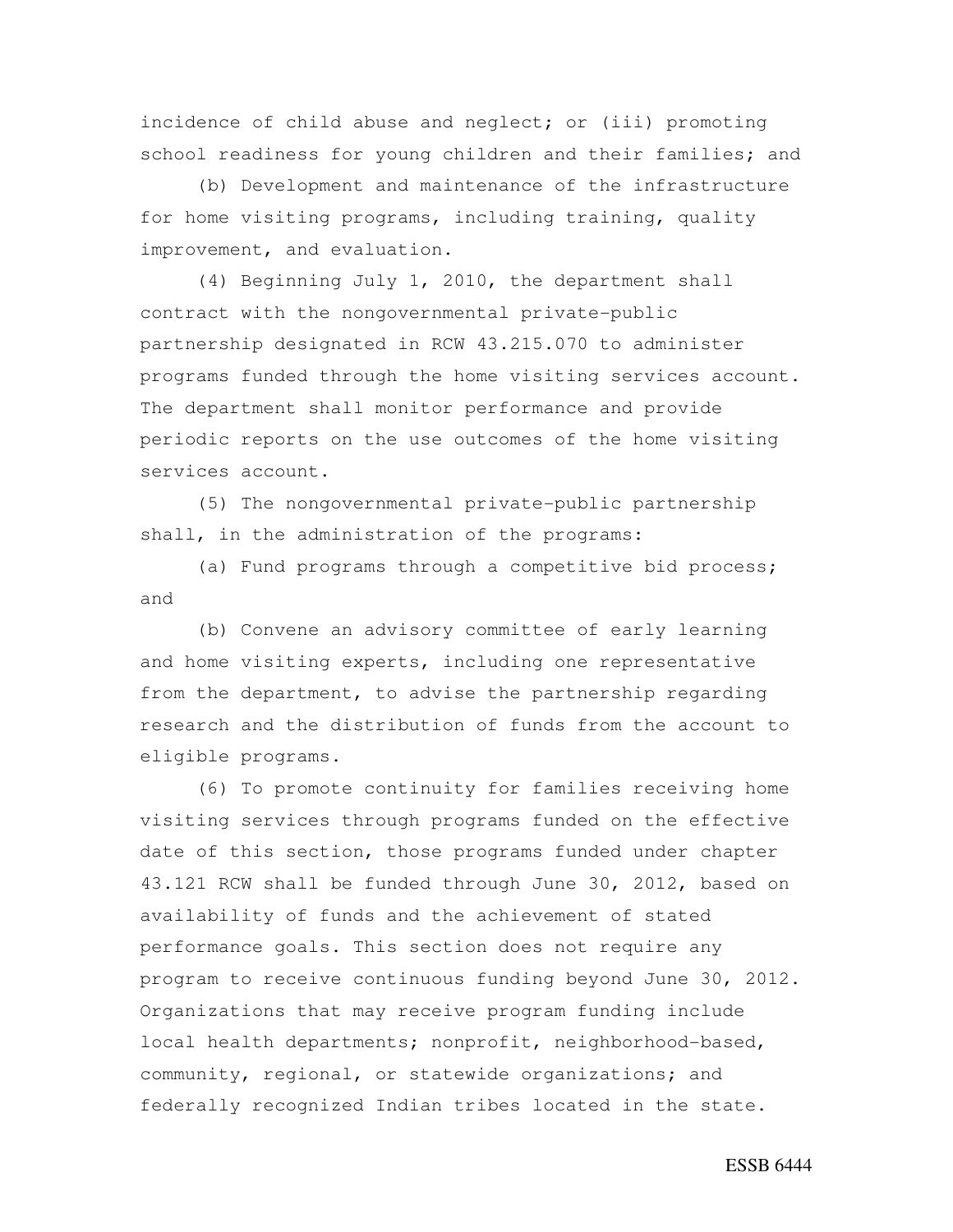incidence of child abuse and neglect; or (iii) promoting school readiness for young children and their families; and

(b) Development and maintenance of the infrastructure for home visiting programs, including training, quality improvement, and evaluation.

(4) Beginning July 1, 2010, the department shall contract with the nongovernmental private-public partnership designated in RCW 43.215.070 to administer programs funded through the home visiting services account. The department shall monitor performance and provide periodic reports on the use outcomes of the home visiting services account.

(5) The nongovernmental private-public partnership shall, in the administration of the programs:

(a) Fund programs through a competitive bid process; and

(b) Convene an advisory committee of early learning and home visiting experts, including one representative from the department, to advise the partnership regarding research and the distribution of funds from the account to eligible programs.

(6) To promote continuity for families receiving home visiting services through programs funded on the effective date of this section, those programs funded under chapter 43.121 RCW shall be funded through June 30, 2012, based on availability of funds and the achievement of stated performance goals. This section does not require any program to receive continuous funding beyond June 30, 2012. Organizations that may receive program funding include local health departments; nonprofit, neighborhood-based, community, regional, or statewide organizations; and federally recognized Indian tribes located in the state.